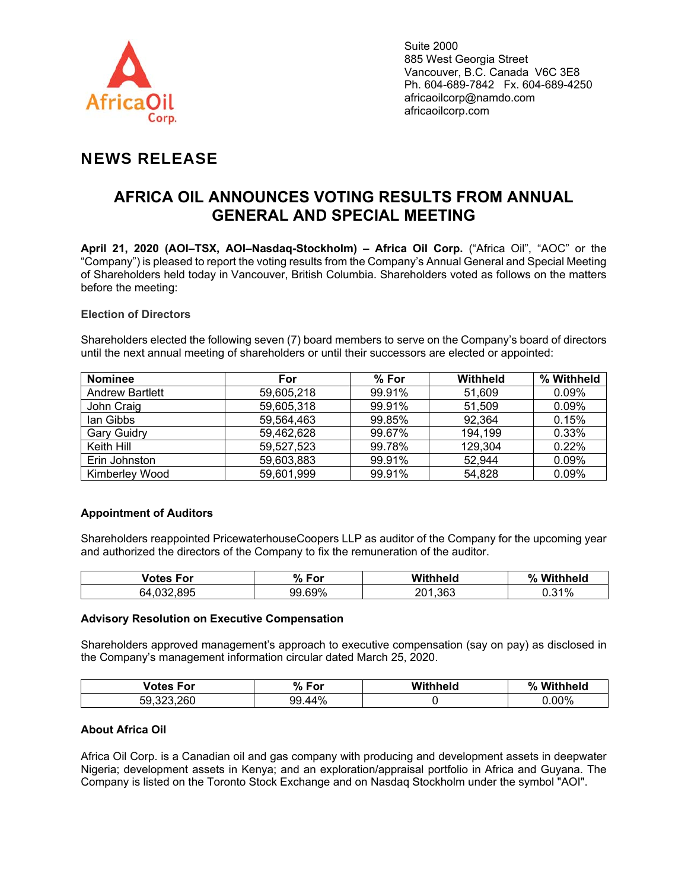Suite 2000
885 West Georgia Street
Vancouver, B.C. Canada V6C 3E8
Ph. 604-689-7842 Fx. 604-689-4250
africaoilcorp@namdo.com
africaoilcorp.com

# NEWS RELEASE

## AFRICA OIL ANNOUNCES VOTING RESULTS FROM ANNUAL GENERAL AND SPECIAL MEETING

**April 21, 2020 (AOI–TSX, AOI–Nasdaq-Stockholm) – Africa Oil Corp.** ("Africa Oil", "AOC" or the "Company") is pleased to report the voting results from the Company's Annual General and Special Meeting of Shareholders held today in Vancouver, British Columbia. Shareholders voted as follows on the matters before the meeting:

### Election of Directors

Shareholders elected the following seven (7) board members to serve on the Company's board of directors until the next annual meeting of shareholders or until their successors are elected or appointed:

| Nominee | For | % For | Withheld | % Withheld |
|---|---|---|---|---|
| Andrew Bartlett | 59,605,218 | 99.91% | 51,609 | 0.09% |
| John Craig | 59,605,318 | 99.91% | 51,509 | 0.09% |
| Ian Gibbs | 59,564,463 | 99.85% | 92,364 | 0.15% |
| Gary Guidry | 59,462,628 | 99.67% | 194,199 | 0.33% |
| Keith Hill | 59,527,523 | 99.78% | 129,304 | 0.22% |
| Erin Johnston | 59,603,883 | 99.91% | 52,944 | 0.09% |
| Kimberley Wood | 59,601,999 | 99.91% | 54,828 | 0.09% |

### Appointment of Auditors

Shareholders reappointed PricewaterhouseCoopers LLP as auditor of the Company for the upcoming year and authorized the directors of the Company to fix the remuneration of the auditor.

| Votes For | % For | Withheld | % Withheld |
|---|---|---|---|
| 64,032,895 | 99.69% | 201,363 | 0.31% |

### Advisory Resolution on Executive Compensation

Shareholders approved management's approach to executive compensation (say on pay) as disclosed in the Company's management information circular dated March 25, 2020.

| Votes For | % For | Withheld | % Withheld |
|---|---|---|---|
| 59,323,260 | 99.44% | 0 | 0.00% |

### About Africa Oil

Africa Oil Corp. is a Canadian oil and gas company with producing and development assets in deepwater Nigeria; development assets in Kenya; and an exploration/appraisal portfolio in Africa and Guyana. The Company is listed on the Toronto Stock Exchange and on Nasdaq Stockholm under the symbol "AOI".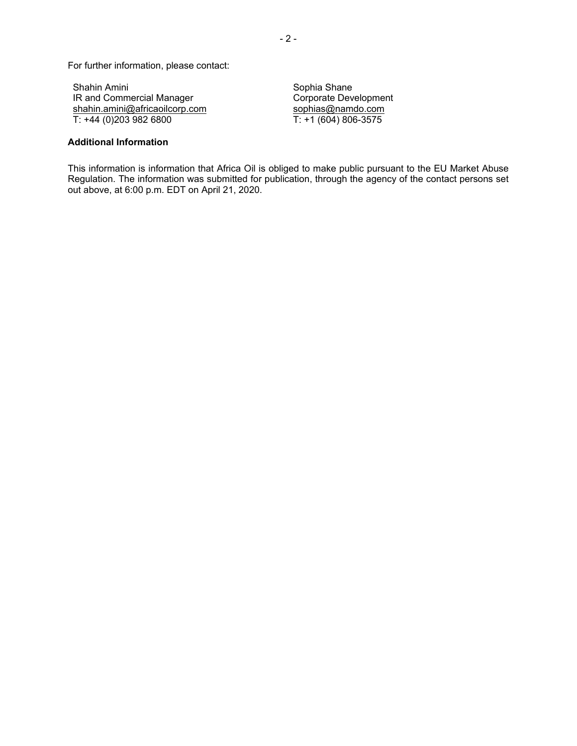For further information, please contact:

Shahin Amini
IR and Commercial Manager
shahin.amini@africaoilcorp.com
T: +44 (0)203 982 6800

Sophia Shane
Corporate Development
sophias@namdo.com
T: +1 (604) 806-3575

**Additional Information**

This information is information that Africa Oil is obliged to make public pursuant to the EU Market Abuse Regulation. The information was submitted for publication, through the agency of the contact persons set out above, at 6:00 p.m. EDT on April 21, 2020.